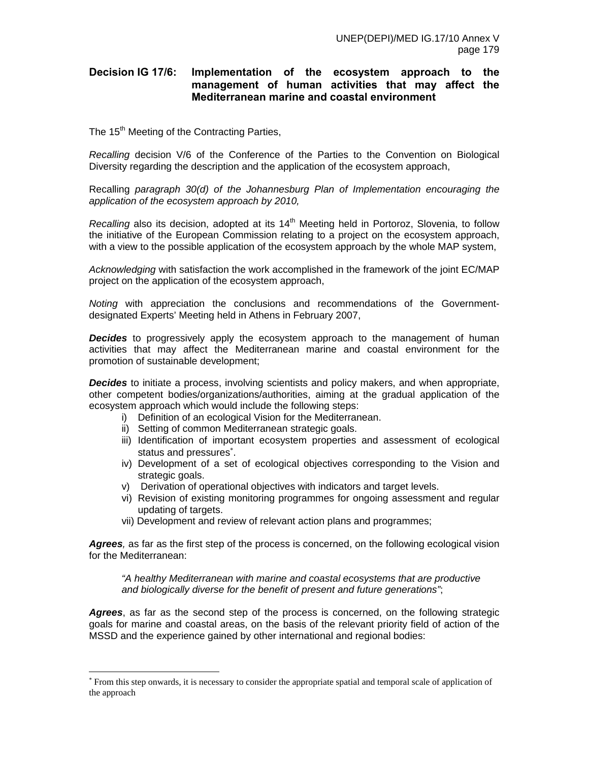## Decision IG 17/6: Implementation of the ecosystem approach to the management of human activities that may affect the Mediterranean marine and coastal environment

The 15th Meeting of the Contracting Parties,

*Recalling* decision V/6 of the Conference of the Parties to the Convention on Biological Diversity regarding the description and the application of the ecosystem approach,

Recalling *paragraph 30(d) of the Johannesburg Plan of Implementation encouraging the application of the ecosystem approach by 2010,*

*Recalling* also its decision, adopted at its 14th Meeting held in Portoroz, Slovenia, to follow the initiative of the European Commission relating to a project on the ecosystem approach, with a view to the possible application of the ecosystem approach by the whole MAP system,

*Acknowledging* with satisfaction the work accomplished in the framework of the joint EC/MAP project on the application of the ecosystem approach,

*Noting* with appreciation the conclusions and recommendations of the Government-designated Experts' Meeting held in Athens in February 2007,

***Decides*** to progressively apply the ecosystem approach to the management of human activities that may affect the Mediterranean marine and coastal environment for the promotion of sustainable development;

***Decides*** to initiate a process, involving scientists and policy makers, and when appropriate, other competent bodies/organizations/authorities, aiming at the gradual application of the ecosystem approach which would include the following steps:

i) Definition of an ecological Vision for the Mediterranean.
ii) Setting of common Mediterranean strategic goals.
iii) Identification of important ecosystem properties and assessment of ecological status and pressures*.
iv) Development of a set of ecological objectives corresponding to the Vision and strategic goals.
v) Derivation of operational objectives with indicators and target levels.
vi) Revision of existing monitoring programmes for ongoing assessment and regular updating of targets.
vii) Development and review of relevant action plans and programmes;

***Agrees**,* as far as the first step of the process is concerned, on the following ecological vision for the Mediterranean:

> *"A healthy Mediterranean with marine and coastal ecosystems that are productive and biologically diverse for the benefit of present and future generations"*;

***Agrees***, as far as the second step of the process is concerned, on the following strategic goals for marine and coastal areas, on the basis of the relevant priority field of action of the MSSD and the experience gained by other international and regional bodies:

---

* From this step onwards, it is necessary to consider the appropriate spatial and temporal scale of application of the approach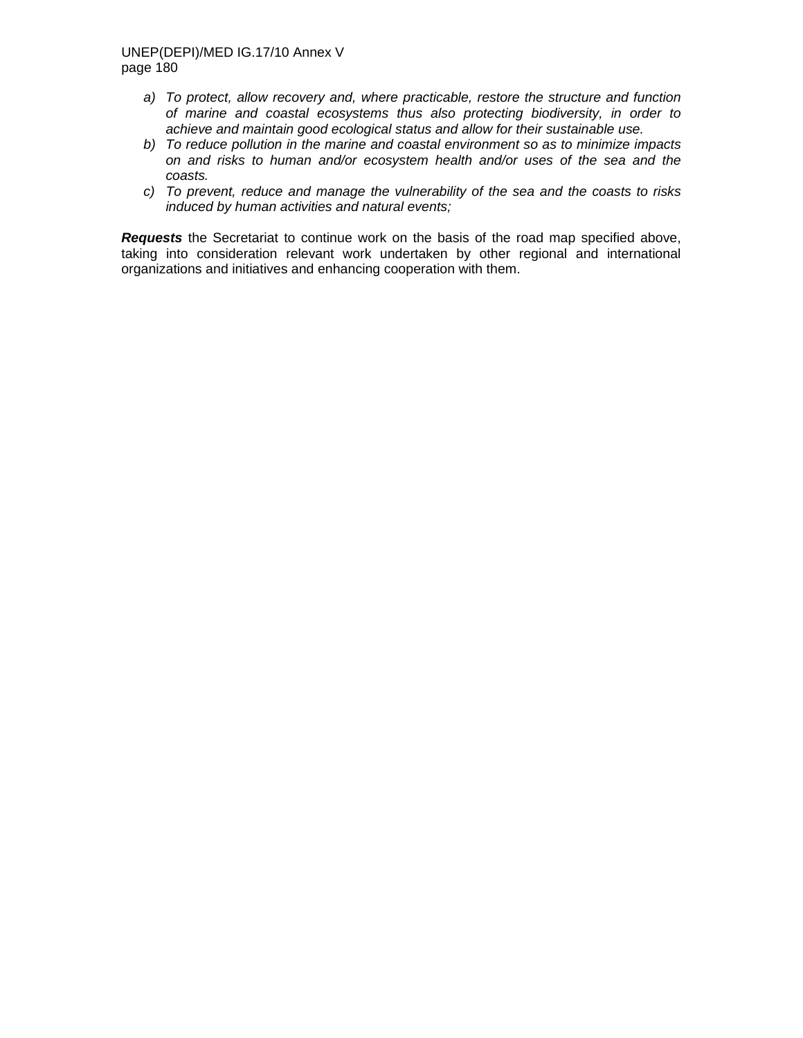a) *To protect, allow recovery and, where practicable, restore the structure and function of marine and coastal ecosystems thus also protecting biodiversity, in order to achieve and maintain good ecological status and allow for their sustainable use.*
b) *To reduce pollution in the marine and coastal environment so as to minimize impacts on and risks to human and/or ecosystem health and/or uses of the sea and the coasts.*
c) *To prevent, reduce and manage the vulnerability of the sea and the coasts to risks induced by human activities and natural events;*

***Requests*** the Secretariat to continue work on the basis of the road map specified above, taking into consideration relevant work undertaken by other regional and international organizations and initiatives and enhancing cooperation with them.